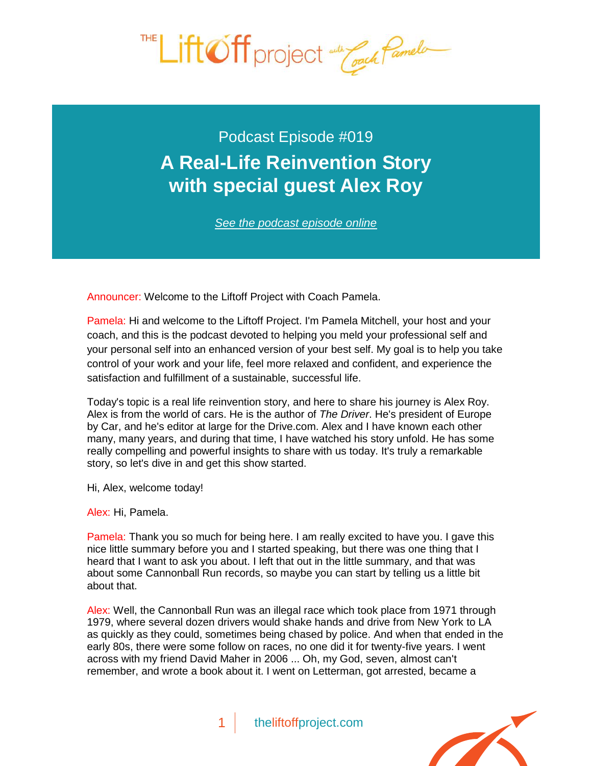# Podcast Episode #019

## A Real-Life Reinvention Story with special guest Alex Roy

See the podcast episode online

Announcer: Welcome to the Liftoff Project with Coach Pamela.

Pamela: Hi and welcome to the Liftoff Project. I'm Pamela Mitchell, your host and your coach, and this is the podcast devoted to helping you meld your professional self and your personal self into an enhanced version of your best self. My goal is to help you take control of your work and your life, feel more relaxed and confident, and experience the satisfaction and fulfillment of a sustainable, successful life.

Today's topic is a real life reinvention story, and here to share his journey is Alex Roy. Alex is from the world of cars. He is the author of *The Driver*. He's president of Europe by Car, and he's editor at large for the Drive.com. Alex and I have known each other many, many years, and during that time, I have watched his story unfold. He has some really compelling and powerful insights to share with us today. It's truly a remarkable story, so let's dive in and get this show started.

Hi, Alex, welcome today!

Alex: Hi, Pamela.

Pamela: Thank you so much for being here. I am really excited to have you. I gave this nice little summary before you and I started speaking, but there was one thing that I heard that I want to ask you about. I left that out in the little summary, and that was about some Cannonball Run records, so maybe you can start by telling us a little bit about that.

Alex: Well, the Cannonball Run was an illegal race which took place from 1971 through 1979, where several dozen drivers would shake hands and drive from New York to LA as quickly as they could, sometimes being chased by police. And when that ended in the early 80s, there were some follow on races, no one did it for twenty-five years. I went across with my friend David Maher in 2006 ... Oh, my God, seven, almost can't remember, and wrote a book about it. I went on Letterman, got arrested, became a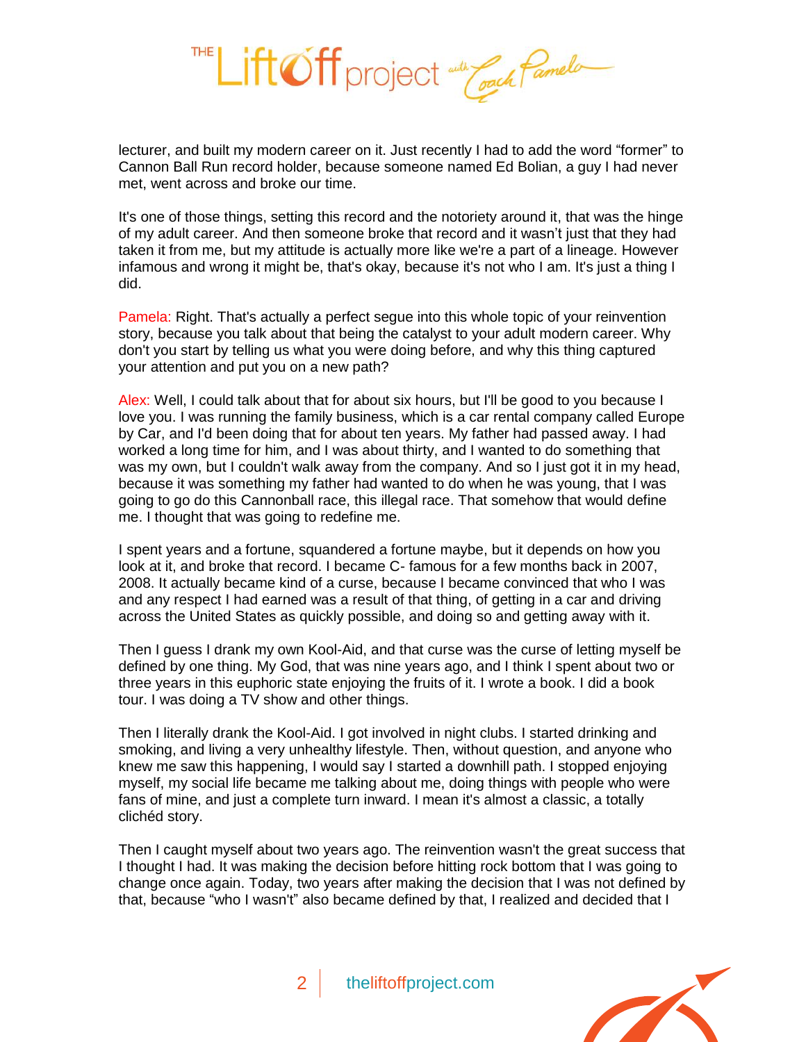lecturer, and built my modern career on it. Just recently I had to add the word "former" to Cannon Ball Run record holder, because someone named Ed Bolian, a guy I had never met, went across and broke our time.

It's one of those things, setting this record and the notoriety around it, that was the hinge of my adult career. And then someone broke that record and it wasn't just that they had taken it from me, but my attitude is actually more like we're a part of a lineage. However infamous and wrong it might be, that's okay, because it's not who I am. It's just a thing I did.

Pamela: Right. That's actually a perfect segue into this whole topic of your reinvention story, because you talk about that being the catalyst to your adult modern career. Why don't you start by telling us what you were doing before, and why this thing captured your attention and put you on a new path?

Alex: Well, I could talk about that for about six hours, but I'll be good to you because I love you. I was running the family business, which is a car rental company called Europe by Car, and I'd been doing that for about ten years. My father had passed away. I had worked a long time for him, and I was about thirty, and I wanted to do something that was my own, but I couldn't walk away from the company. And so I just got it in my head, because it was something my father had wanted to do when he was young, that I was going to go do this Cannonball race, this illegal race. That somehow that would define me. I thought that was going to redefine me.

I spent years and a fortune, squandered a fortune maybe, but it depends on how you look at it, and broke that record. I became C- famous for a few months back in 2007, 2008. It actually became kind of a curse, because I became convinced that who I was and any respect I had earned was a result of that thing, of getting in a car and driving across the United States as quickly possible, and doing so and getting away with it.

Then I guess I drank my own Kool-Aid, and that curse was the curse of letting myself be defined by one thing. My God, that was nine years ago, and I think I spent about two or three years in this euphoric state enjoying the fruits of it. I wrote a book. I did a book tour. I was doing a TV show and other things.

Then I literally drank the Kool-Aid. I got involved in night clubs. I started drinking and smoking, and living a very unhealthy lifestyle. Then, without question, and anyone who knew me saw this happening, I would say I started a downhill path. I stopped enjoying myself, my social life became me talking about me, doing things with people who were fans of mine, and just a complete turn inward. I mean it's almost a classic, a totally clichéd story.

Then I caught myself about two years ago. The reinvention wasn't the great success that I thought that I had. It was making the decision before hitting rock bottom that I was going to change once again. Today, two years after making the decision that I was not defined by that, because "who I wasn't" also became defined by that, I realized and decided that I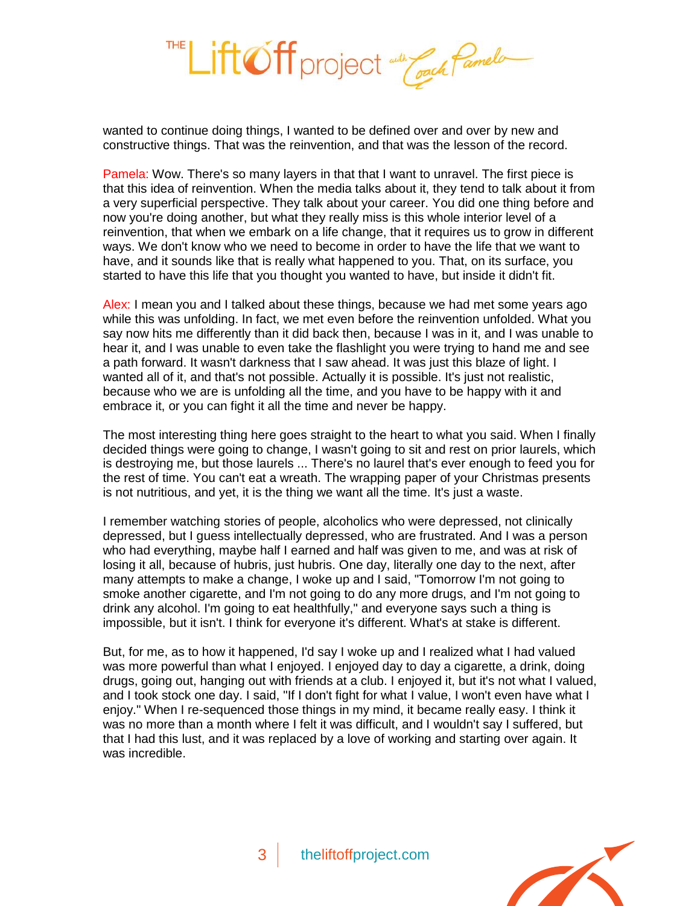wanted to continue doing things, I wanted to be defined over and over by new and constructive things. That was the reinvention, and that was the lesson of the record.

Pamela: Wow. There's so many layers in that that I want to unravel. The first piece is that this idea of reinvention. When the media talks about it, they tend to talk about it from a very superficial perspective. They talk about your career. You did one thing before and now you're doing another, but what they really miss is this whole interior level of a reinvention, that when we embark on a life change, that it requires us to grow in different ways. We don't know who we need to become in order to have the life that we want to have, and it sounds like that is really what happened to you. That, on its surface, you started to have this life that you thought you wanted to have, but inside it didn't fit.

Alex: I mean you and I talked about these things, because we had met some years ago while this was unfolding. In fact, we met even before the reinvention unfolded. What you say now hits me differently than it did back then, because I was in it, and I was unable to hear it, and I was unable to even take the flashlight you were trying to hand me and see a path forward. It wasn't darkness that I saw ahead. It was just this blaze of light. I wanted all of it, and that's not possible. Actually it is possible. It's just not realistic, because who we are is unfolding all the time, and you have to be happy with it and embrace it, or you can fight it all the time and never be happy.

The most interesting thing here goes straight to the heart to what you said. When I finally decided things were going to change, I wasn't going to sit and rest on prior laurels, which is destroying me, but those laurels ... There's no laurel that's ever enough to feed you for the rest of time. You can't eat a wreath. The wrapping paper of your Christmas presents is not nutritious, and yet, it is the thing we want all the time. It's just a waste.

I remember watching stories of people, alcoholics who were depressed, not clinically depressed, but I guess intellectually depressed, who are frustrated. And I was a person who had everything, maybe half I earned and half was given to me, and was at risk of losing it all, because of hubris, just hubris. One day, literally one day to the next, after many attempts to make a change, I woke up and I said, "Tomorrow I'm not going to smoke another cigarette, and I'm not going to do any more drugs, and I'm not going to drink any alcohol. I'm going to eat healthfully," and everyone says such a thing is impossible, but it isn't. I think for everyone it's different. What's at stake is different.

But, for me, as to how it happened, I'd say I woke up and I realized what I had valued was more powerful than what I enjoyed. I enjoyed day to day a cigarette, a drink, doing drugs, going out, hanging out with friends at a club. I enjoyed it, but it's not what I valued, and I took stock one day. I said, "If I don't fight for what I value, I won't even have what I enjoy." When I re-sequenced those things in my mind, it became really easy. I think it was no more than a month where I felt it was difficult, and I wouldn't say I suffered, but that I had this lust, and it was replaced by a love of working and starting over again. It was incredible.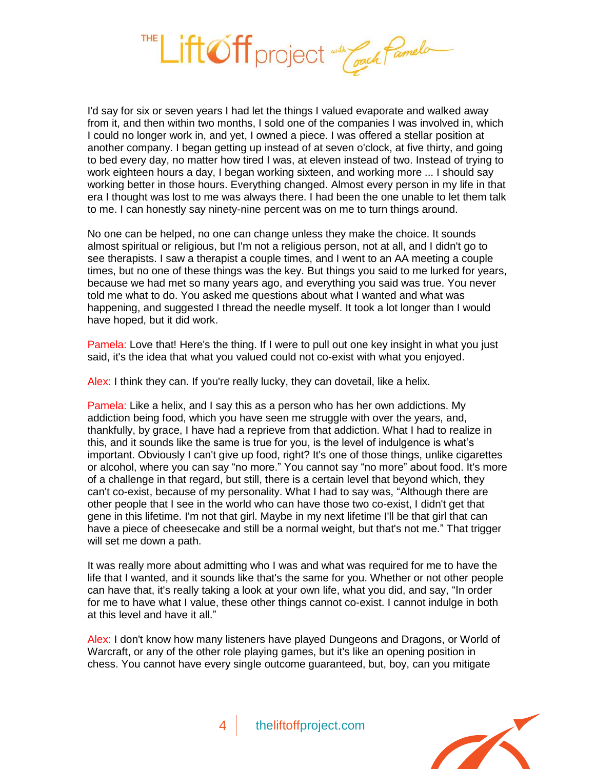I'd say for six or seven years I had let the things I valued evaporate and walked away from it, and then within two months, I sold one of the companies I was involved in, which I could no longer work in, and yet, I owned a piece. I was offered a stellar position at another company. I began getting up instead of at seven o'clock, at five thirty, and going to bed every day, no matter how tired I was, at eleven instead of two. Instead of trying to work eighteen hours a day, I began working sixteen, and working more ... I should say working better in those hours. Everything changed. Almost every person in my life in that era I thought was lost to me was always there. I had been the one unable to let them talk to me. I can honestly say ninety-nine percent was on me to turn things around.

No one can be helped, no one can change unless they make the choice. It sounds almost spiritual or religious, but I'm not a religious person, not at all, and I didn't go to see therapists. I saw a therapist a couple times, and I went to an AA meeting a couple times, but no one of these things was the key. But things you said to me lurked for years, because we had met so many years ago, and everything you said was true. You never told me what to do. You asked me questions about what I wanted and what was happening, and suggested I thread the needle myself. It took a lot longer than I would have hoped, but it did work.

Pamela: Love that! Here's the thing. If I were to pull out one key insight in what you just said, it's the idea that what you valued could not co-exist with what you enjoyed.

Alex: I think they can. If you're really lucky, they can dovetail, like a helix.

Pamela: Like a helix, and I say this as a person who has her own addictions. My addiction being food, which you have seen me struggle with over the years, and, thankfully, by grace, I have had a reprieve from that addiction. What I had to realize in this, and it sounds like the same is true for you, is the level of indulgence is what's important. Obviously I can't give up food, right? It's one of those things, unlike cigarettes or alcohol, where you can say "no more." You cannot say "no more" about food. It's more of a challenge in that regard, but still, there is a certain level that beyond which, they can't co-exist, because of my personality. What I had to say was, "Although there are other people that I see in the world who can have those two co-exist, I didn't get that gene in this lifetime. I'm not that girl. Maybe in my next lifetime I'll be that girl that can have a piece of cheesecake and still be a normal weight, but that's not me." That trigger will set me down a path.

It was really more about admitting who I was and what was required for me to have the life that I wanted, and it sounds like that's the same for you. Whether or not other people can have that, it's really taking a look at your own life, what you did, and say, "In order for me to have what I value, these other things cannot co-exist. I cannot indulge in both at this level and have it all."

Alex: I don't know how many listeners have played Dungeons and Dragons, or World of Warcraft, or any of the other role playing games, but it's like an opening position in chess. You cannot have every single outcome guaranteed, but, boy, can you mitigate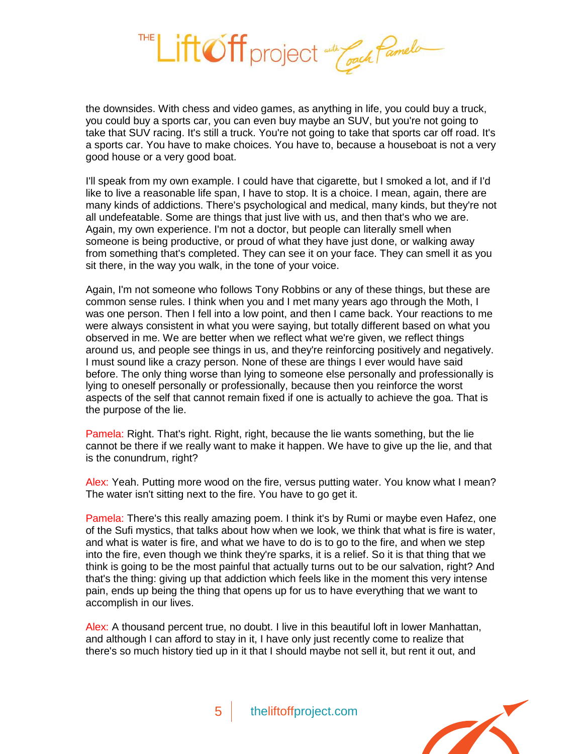the downsides. With chess and video games, as anything in life, you could buy a truck, you could buy a sports car, you can even buy maybe an SUV, but you're not going to take that SUV racing. It's still a truck. You're not going to take that sports car off road. It's a sports car. You have to make choices. You have to, because a houseboat is not a very good house or a very good boat.

I'll speak from my own example. I could have that cigarette, but I smoked a lot, and if I'd like to live a reasonable life span, I have to stop. It is a choice. I mean, again, there are many kinds of addictions. There's psychological and medical, many kinds, but they're not all undefeatable. Some are things that just live with us, and then that's who we are. Again, my own experience. I'm not a doctor, but people can literally smell when someone is being productive, or proud of what they have just done, or walking away from something that's completed. They can see it on your face. They can smell it as you sit there, in the way you walk, in the tone of your voice.

Again, I'm not someone who follows Tony Robbins or any of these things, but these are common sense rules. I think when you and I met many years ago through the Moth, I was one person. Then I fell into a low point, and then I came back. Your reactions to me were always consistent in what you were saying, but totally different based on what you observed in me. We are better when we reflect what we're given, we reflect things around us, and people see things in us, and they're reinforcing positively and negatively. I must sound like a crazy person. None of these are things I ever would have said before. The only thing worse than lying to someone else personally and professionally is lying to oneself personally or professionally, because then you reinforce the worst aspects of the self that cannot remain fixed if one is actually to achieve the goa. That is the purpose of the lie.

Pamela: Right. That's right. Right, right, because the lie wants something, but the lie cannot be there if we really want to make it happen. We have to give up the lie, and that is the conundrum, right?

Alex: Yeah. Putting more wood on the fire, versus putting water. You know what I mean? The water isn't sitting next to the fire. You have to go get it.

Pamela: There's this really amazing poem. I think it's by Rumi or maybe even Hafez, one of the Sufi mystics, that talks about how when we look, we think that what is fire is water, and what is water is fire, and what we have to do is to go to the fire, and when we step into the fire, even though we think they're sparks, it is a relief. So it is that thing that we think is going to be the most painful that actually turns out to be our salvation, right? And that's the thing: giving up that addiction which feels like in the moment this very intense pain, ends up being the thing that opens up for us to have everything that we want to accomplish in our lives.

Alex: A thousand percent true, no doubt. I live in this beautiful loft in lower Manhattan, and although I can afford to stay in it, I have only just recently come to realize that there's so much history tied up in it that I should maybe not sell it, but rent it out, and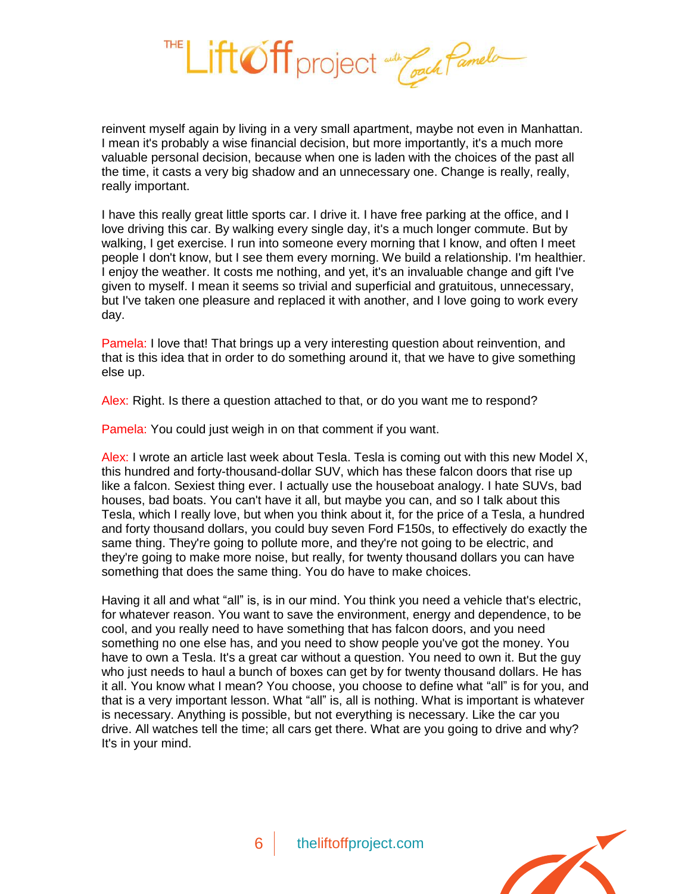reinvent myself again by living in a very small apartment, maybe not even in Manhattan. I mean it's probably a wise financial decision, but more importantly, it's a much more valuable personal decision, because when one is laden with the choices of the past all the time, it casts a very big shadow and an unnecessary one. Change is really, really, really important.

I have this really great little sports car. I drive it. I have free parking at the office, and I love driving this car. By walking every single day, it's a much longer commute. But by walking, I get exercise. I run into someone every morning that I know, and often I meet people I don't know, but I see them every morning. We build a relationship. I'm healthier. I enjoy the weather. It costs me nothing, and yet, it's an invaluable change and gift I've given to myself. I mean it seems so trivial and superficial and gratuitous, unnecessary, but I've taken one pleasure and replaced it with another, and I love going to work every day.

Pamela: I love that! That brings up a very interesting question about reinvention, and that is this idea that in order to do something around it, that we have to give something else up.

Alex: Right. Is there a question attached to that, or do you want me to respond?

Pamela: You could just weigh in on that comment if you want.

Alex: I wrote an article last week about Tesla. Tesla is coming out with this new Model X, this hundred and forty-thousand-dollar SUV, which has these falcon doors that rise up like a falcon. Sexiest thing ever. I actually use the houseboat analogy. I hate SUVs, bad houses, bad boats. You can't have it all, but maybe you can, and so I talk about this Tesla, which I really love, but when you think about it, for the price of a Tesla, a hundred and forty thousand dollars, you could buy seven Ford F150s, to effectively do exactly the same thing. They're going to pollute more, and they're not going to be electric, and they're going to make more noise, but really, for twenty thousand dollars you can have something that does the same thing. You do have to make choices.

Having it all and what "all" is, is in our mind. You think you need a vehicle that's electric, for whatever reason. You want to save the environment, energy and dependence, to be cool, and you really need to have something that has falcon doors, and you need something no one else has, and you need to show people you've got the money. You have to own a Tesla. It's a great car without a question. You need to own it. But the guy who just needs to haul a bunch of boxes can get by for twenty thousand dollars. He has it all. You know what I mean? You choose, you choose to define what "all" is for you, and that is a very important lesson. What "all" is, all is nothing. What is important is whatever is necessary. Anything is possible, but not everything is necessary. Like the car you drive. All watches tell the time; all cars get there. What are you going to drive and why? It's in your mind.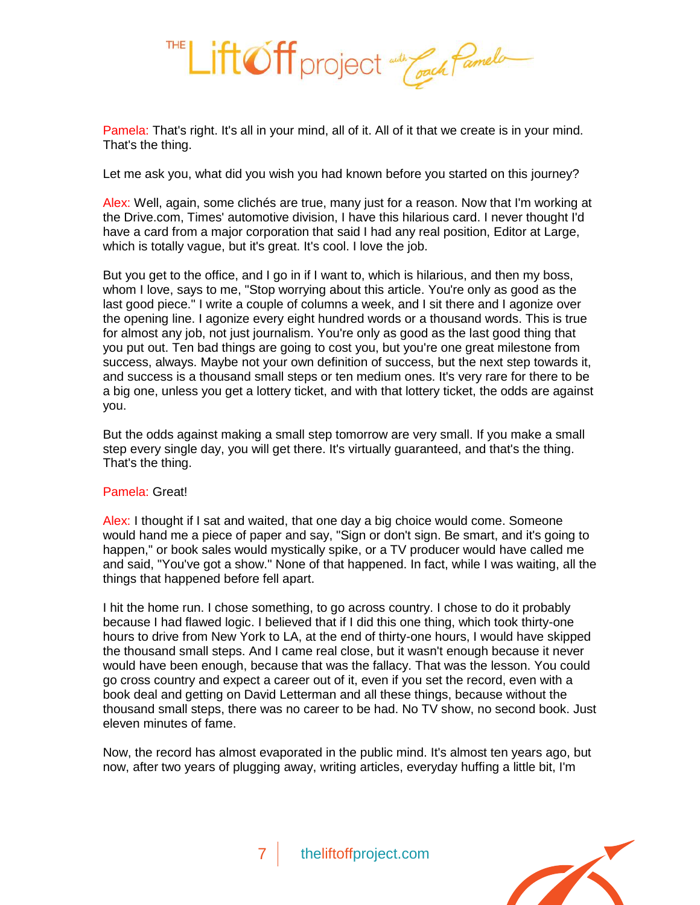Pamela: That's right. It's all in your mind, all of it. All of it that we create is in your mind. That's the thing.

Let me ask you, what did you wish you had known before you started on this journey?

Alex: Well, again, some clichés are true, many just for a reason. Now that I'm working at the Drive.com, Times' automotive division, I have this hilarious card. I never thought I'd have a card from a major corporation that said I had any real position, Editor at Large, which is totally vague, but it's great. It's cool. I love the job.

But you get to the office, and I go in if I want to, which is hilarious, and then my boss, whom I love, says to me, "Stop worrying about this article. You're only as good as the last good piece." I write a couple of columns a week, and I sit there and I agonize over the opening line. I agonize every eight hundred words or a thousand words. This is true for almost any job, not just journalism. You're only as good as the last good thing that you put out. Ten bad things are going to cost you, but you're one great milestone from success, always. Maybe not your own definition of success, but the next step towards it, and success is a thousand small steps or ten medium ones. It's very rare for there to be a big one, unless you get a lottery ticket, and with that lottery ticket, the odds are against you.

But the odds against making a small step tomorrow are very small. If you make a small step every single day, you will get there. It's virtually guaranteed, and that's the thing. That's the thing.

Pamela: Great!

Alex: I thought if I sat and waited, that one day a big choice would come. Someone would hand me a piece of paper and say, "Sign or don't sign. Be smart, and it's going to happen," or book sales would mystically spike, or a TV producer would have called me and said, "You've got a show." None of that happened. In fact, while I was waiting, all the things that happened before fell apart.

I hit the home run. I chose something, to go across country. I chose to do it probably because I had flawed logic. I believed that if I did this one thing, which took thirty-one hours to drive from New York to LA, at the end of thirty-one hours, I would have skipped the thousand small steps. And I came real close, but it wasn't enough because it never would have been enough, because that was the fallacy. That was the lesson. You could go cross country and expect a career out of it, even if you set the record, even with a book deal and getting on David Letterman and all these things, because without the thousand small steps, there was no career to be had. No TV show, no second book. Just eleven minutes of fame.

Now, the record has almost evaporated in the public mind. It's almost ten years ago, but now, after two years of plugging away, writing articles, everyday huffing a little bit, I'm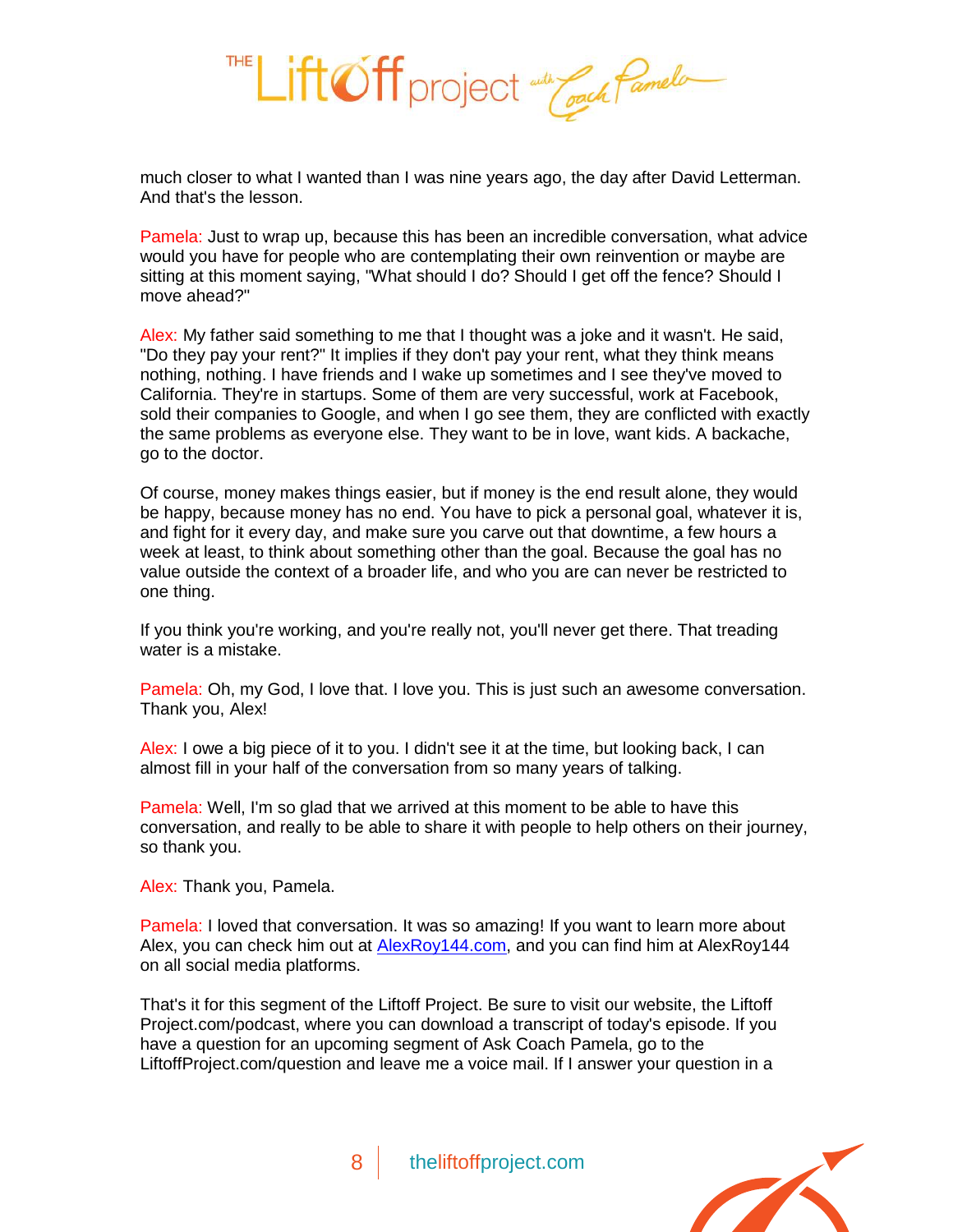much closer to what I wanted than I was nine years ago, the day after David Letterman. And that's the lesson.

Pamela: Just to wrap up, because this has been an incredible conversation, what advice would you have for people who are contemplating their own reinvention or maybe are sitting at this moment saying, "What should I do? Should I get off the fence? Should I move ahead?"

Alex: My father said something to me that I thought was a joke and it wasn't. He said, "Do they pay your rent?" It implies if they don't pay your rent, what they think means nothing, nothing. I have friends and I wake up sometimes and I see they've moved to California. They're in startups. Some of them are very successful, work at Facebook, sold their companies to Google, and when I go see them, they are conflicted with exactly the same problems as everyone else. They want to be in love, want kids. A backache, go to the doctor.

Of course, money makes things easier, but if money is the end result alone, they would be happy, because money has no end. You have to pick a personal goal, whatever it is, and fight for it every day, and make sure you carve out that downtime, a few hours a week at least, to think about something other than the goal. Because the goal has no value outside the context of a broader life, and who you are can never be restricted to one thing.

If you think you're working, and you're really not, you'll never get there. That treading water is a mistake.

Pamela: Oh, my God, I love that. I love you. This is just such an awesome conversation. Thank you, Alex!

Alex: I owe a big piece of it to you. I didn't see it at the time, but looking back, I can almost fill in your half of the conversation from so many years of talking.

Pamela: Well, I'm so glad that we arrived at this moment to be able to have this conversation, and really to be able to share it with people to help others on their journey, so thank you.

Alex: Thank you, Pamela.

Pamela: I loved that conversation. It was so amazing! If you want to learn more about Alex, you can check him out at [AlexRoy144.com](http://AlexRoy144.com), and you can find him at AlexRoy144 on all social media platforms.

That's it for this segment of the Liftoff Project. Be sure to visit our website, the Liftoff Project.com/podcast, where you can download a transcript of today's episode. If you have a question for an upcoming segment of Ask Coach Pamela, go to the LiftoffProject.com/question and leave me a voice mail. If I answer your question in a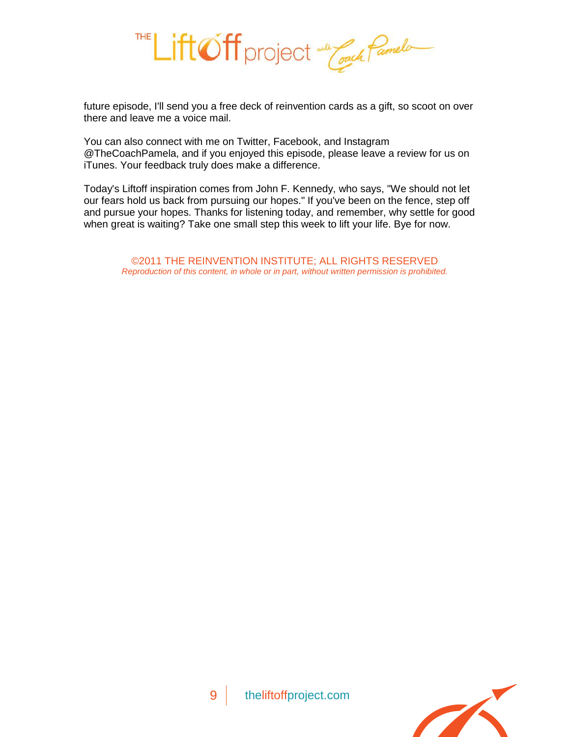future episode, I'll send you a free deck of reinvention cards as a gift, so scoot on over there and leave me a voice mail.

You can also connect with me on Twitter, Facebook, and Instagram @TheCoachPamela, and if you enjoyed this episode, please leave a review for us on iTunes. Your feedback truly does make a difference.

Today's Liftoff inspiration comes from John F. Kennedy, who says, "We should not let our fears hold us back from pursuing our hopes." If you've been on the fence, step off and pursue your hopes. Thanks for listening today, and remember, why settle for good when great is waiting? Take one small step this week to lift your life. Bye for now.

©2011 THE REINVENTION INSTITUTE; ALL RIGHTS RESERVED
*Reproduction of this content, in whole or in part, without written permission is prohibited.*